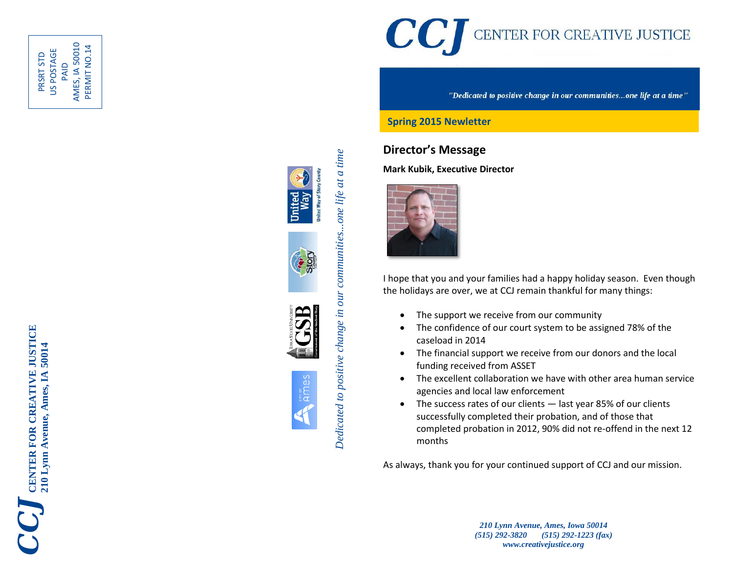PRSRT STD
US POSTAGE
PAID
AMES, IA 50010
PERMIT NO.14

**CCJ CENTER FOR CREATIVE JUSTICE**
**210 Lynn Avenue, Ames, IA 50014**

*Dedicated to positive change in our communities...one life at a time*

# CCJ CENTER FOR CREATIVE JUSTICE

*"Dedicated to positive change in our communities...one life at a time"*

**Spring 2015 Newletter**

## Director's Message

**Mark Kubik, Executive Director**

I hope that you and your families had a happy holiday season. Even though the holidays are over, we at CCJ remain thankful for many things:

- The support we receive from our community
- The confidence of our court system to be assigned 78% of the caseload in 2014
- The financial support we receive from our donors and the local funding received from ASSET
- The excellent collaboration we have with other area human service agencies and local law enforcement
- The success rates of our clients — last year 85% of our clients successfully completed their probation, and of those that completed probation in 2012, 90% did not re-offend in the next 12 months

As always, thank you for your continued support of CCJ and our mission.

*210 Lynn Avenue, Ames, Iowa 50014*
*(515) 292-3820 (515) 292-1223 (fax)*
*www.creativejustice.org*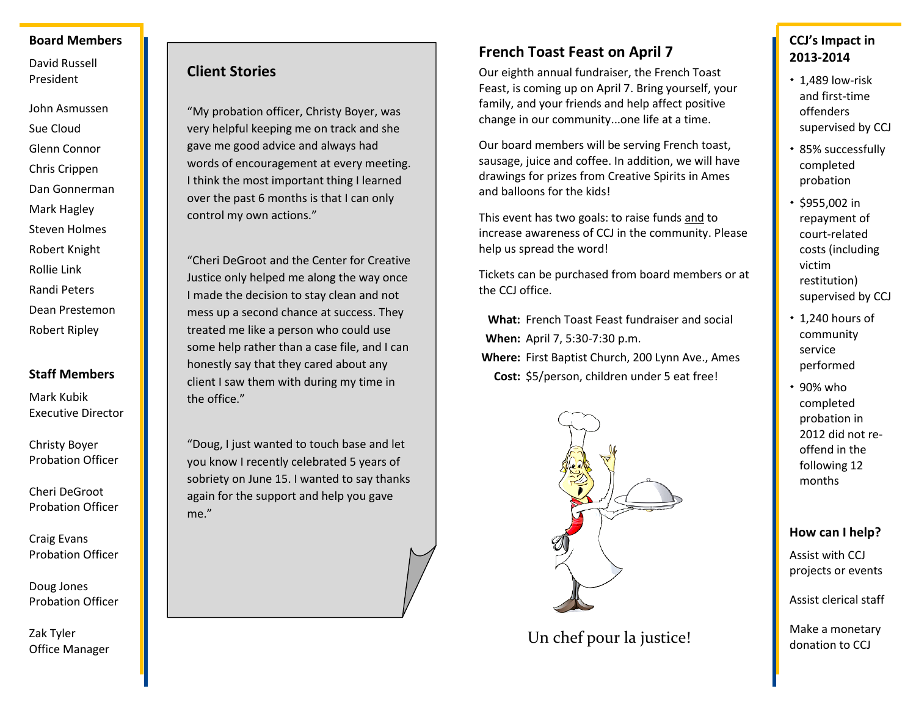## Board Members

David Russell
President

John Asmussen
Sue Cloud
Glenn Connor
Chris Crippen
Dan Gonnerman
Mark Hagley
Steven Holmes
Robert Knight
Rollie Link
Randi Peters
Dean Prestemon
Robert Ripley

## Staff Members

Mark Kubik
Executive Director

Christy Boyer
Probation Officer

Cheri DeGroot
Probation Officer

Craig Evans
Probation Officer

Doug Jones
Probation Officer

Zak Tyler
Office Manager

## Client Stories

"My probation officer, Christy Boyer, was very helpful keeping me on track and she gave me good advice and always had words of encouragement at every meeting. I think the most important thing I learned over the past 6 months is that I can only control my own actions."

"Cheri DeGroot and the Center for Creative Justice only helped me along the way once I made the decision to stay clean and not mess up a second chance at success. They treated me like a person who could use some help rather than a case file, and I can honestly say that they cared about any client I saw them with during my time in the office."

"Doug, I just wanted to touch base and let you know I recently celebrated 5 years of sobriety on June 15. I wanted to say thanks again for the support and help you gave me."

## French Toast Feast on April 7

Our eighth annual fundraiser, the French Toast Feast, is coming up on April 7. Bring yourself, your family, and your friends and help affect positive change in our community...one life at a time.

Our board members will be serving French toast, sausage, juice and coffee. In addition, we will have drawings for prizes from Creative Spirits in Ames and balloons for the kids!

This event has two goals: to raise funds and to increase awareness of CCJ in the community. Please help us spread the word!

Tickets can be purchased from board members or at the CCJ office.

**What:** French Toast Feast fundraiser and social
**When:** April 7, 5:30-7:30 p.m.
**Where:** First Baptist Church, 200 Lynn Ave., Ames
**Cost:** $5/person, children under 5 eat free!

Un chef pour la justice!

## CCJ's Impact in 2013-2014

- 1,489 low-risk and first-time offenders supervised by CCJ
- 85% successfully completed probation
- $955,002 in repayment of court-related costs (including victim restitution) supervised by CCJ
- 1,240 hours of community service performed
- 90% who completed probation in 2012 did not re-offend in the following 12 months

## How can I help?

Assist with CCJ projects or events

Assist clerical staff

Make a monetary donation to CCJ